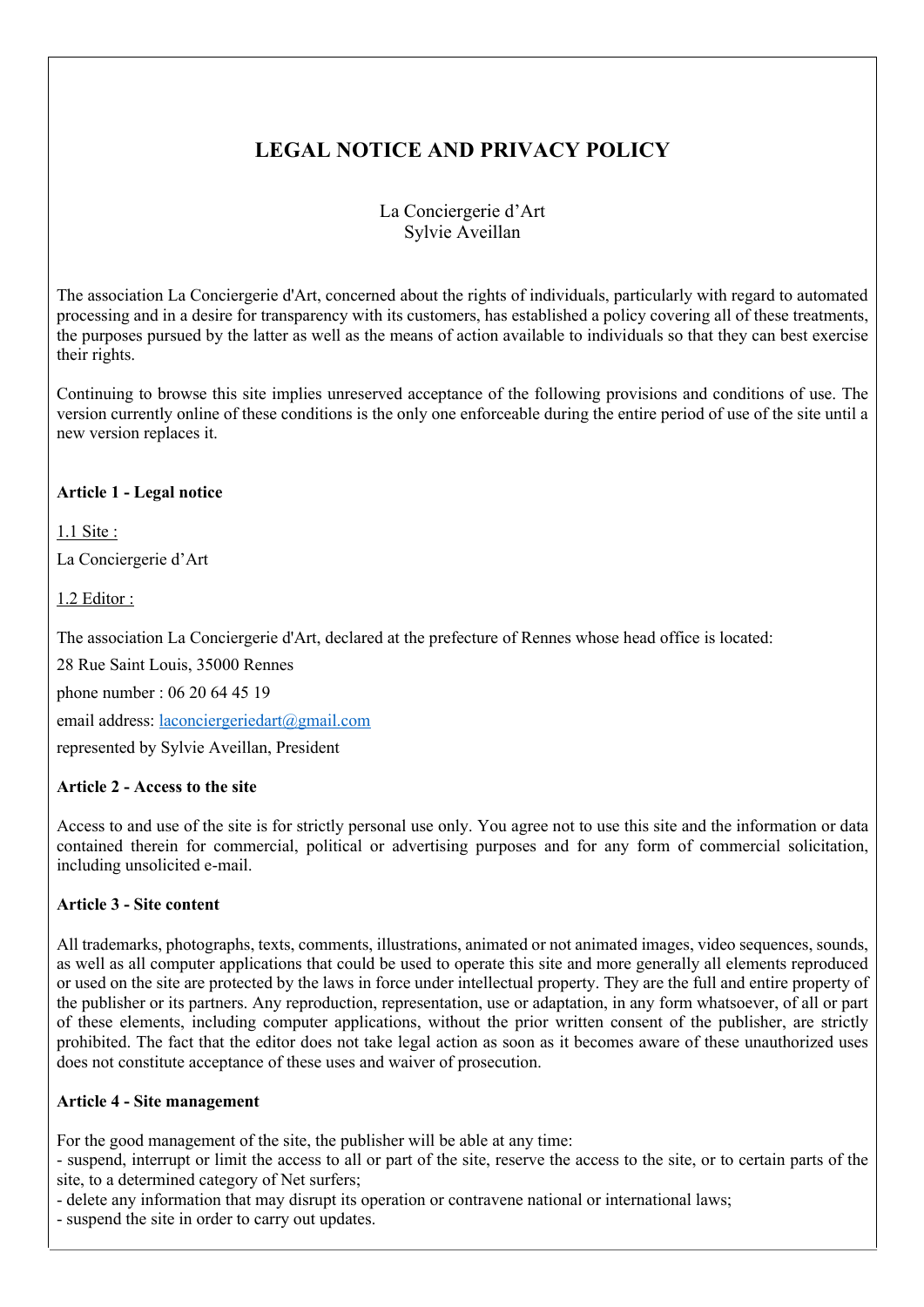# LEGAL NOTICE AND PRIVACY POLICY

La Conciergerie d'Art
Sylvie Aveillan

The association La Conciergerie d'Art, concerned about the rights of individuals, particularly with regard to automated processing and in a desire for transparency with its customers, has established a policy covering all of these treatments, the purposes pursued by the latter as well as the means of action available to individuals so that they can best exercise their rights.

Continuing to browse this site implies unreserved acceptance of the following provisions and conditions of use. The version currently online of these conditions is the only one enforceable during the entire period of use of the site until a new version replaces it.

**Article 1 - Legal notice**

1.1 Site :

La Conciergerie d'Art

1.2 Editor :

The association La Conciergerie d'Art, declared at the prefecture of Rennes whose head office is located:

28 Rue Saint Louis, 35000 Rennes

phone number : 06 20 64 45 19

email address: laconciergeriedart@gmail.com

represented by Sylvie Aveillan, President

**Article 2 - Access to the site**

Access to and use of the site is for strictly personal use only. You agree not to use this site and the information or data contained therein for commercial, political or advertising purposes and for any form of commercial solicitation, including unsolicited e-mail.

**Article 3 - Site content**

All trademarks, photographs, texts, comments, illustrations, animated or not animated images, video sequences, sounds, as well as all computer applications that could be used to operate this site and more generally all elements reproduced or used on the site are protected by the laws in force under intellectual property. They are the full and entire property of the publisher or its partners. Any reproduction, representation, use or adaptation, in any form whatsoever, of all or part of these elements, including computer applications, without the prior written consent of the publisher, are strictly prohibited. The fact that the editor does not take legal action as soon as it becomes aware of these unauthorized uses does not constitute acceptance of these uses and waiver of prosecution.

**Article 4 - Site management**

For the good management of the site, the publisher will be able at any time:
- suspend, interrupt or limit the access to all or part of the site, reserve the access to the site, or to certain parts of the site, to a determined category of Net surfers;
- delete any information that may disrupt its operation or contravene national or international laws;
- suspend the site in order to carry out updates.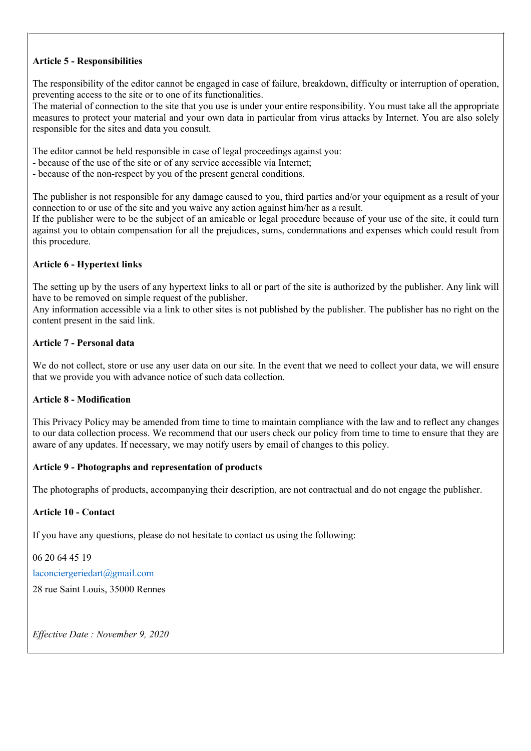**Article 5 - Responsibilities**

The responsibility of the editor cannot be engaged in case of failure, breakdown, difficulty or interruption of operation, preventing access to the site or to one of its functionalities.
The material of connection to the site that you use is under your entire responsibility. You must take all the appropriate measures to protect your material and your own data in particular from virus attacks by Internet. You are also solely responsible for the sites and data you consult.

The editor cannot be held responsible in case of legal proceedings against you:
- because of the use of the site or of any service accessible via Internet;
- because of the non-respect by you of the present general conditions.

The publisher is not responsible for any damage caused to you, third parties and/or your equipment as a result of your connection to or use of the site and you waive any action against him/her as a result.
If the publisher were to be the subject of an amicable or legal procedure because of your use of the site, it could turn against you to obtain compensation for all the prejudices, sums, condemnations and expenses which could result from this procedure.

**Article 6 - Hypertext links**

The setting up by the users of any hypertext links to all or part of the site is authorized by the publisher. Any link will have to be removed on simple request of the publisher.
Any information accessible via a link to other sites is not published by the publisher. The publisher has no right on the content present in the said link.

**Article 7 - Personal data**

We do not collect, store or use any user data on our site. In the event that we need to collect your data, we will ensure that we provide you with advance notice of such data collection.

**Article 8 - Modification**

This Privacy Policy may be amended from time to time to maintain compliance with the law and to reflect any changes to our data collection process. We recommend that our users check our policy from time to time to ensure that they are aware of any updates. If necessary, we may notify users by email of changes to this policy.

**Article 9 - Photographs and representation of products**

The photographs of products, accompanying their description, are not contractual and do not engage the publisher.

**Article 10 - Contact**

If you have any questions, please do not hesitate to contact us using the following:

06 20 64 45 19

laconciergeriedart@gmail.com

28 rue Saint Louis, 35000 Rennes

*Effective Date : November 9, 2020*